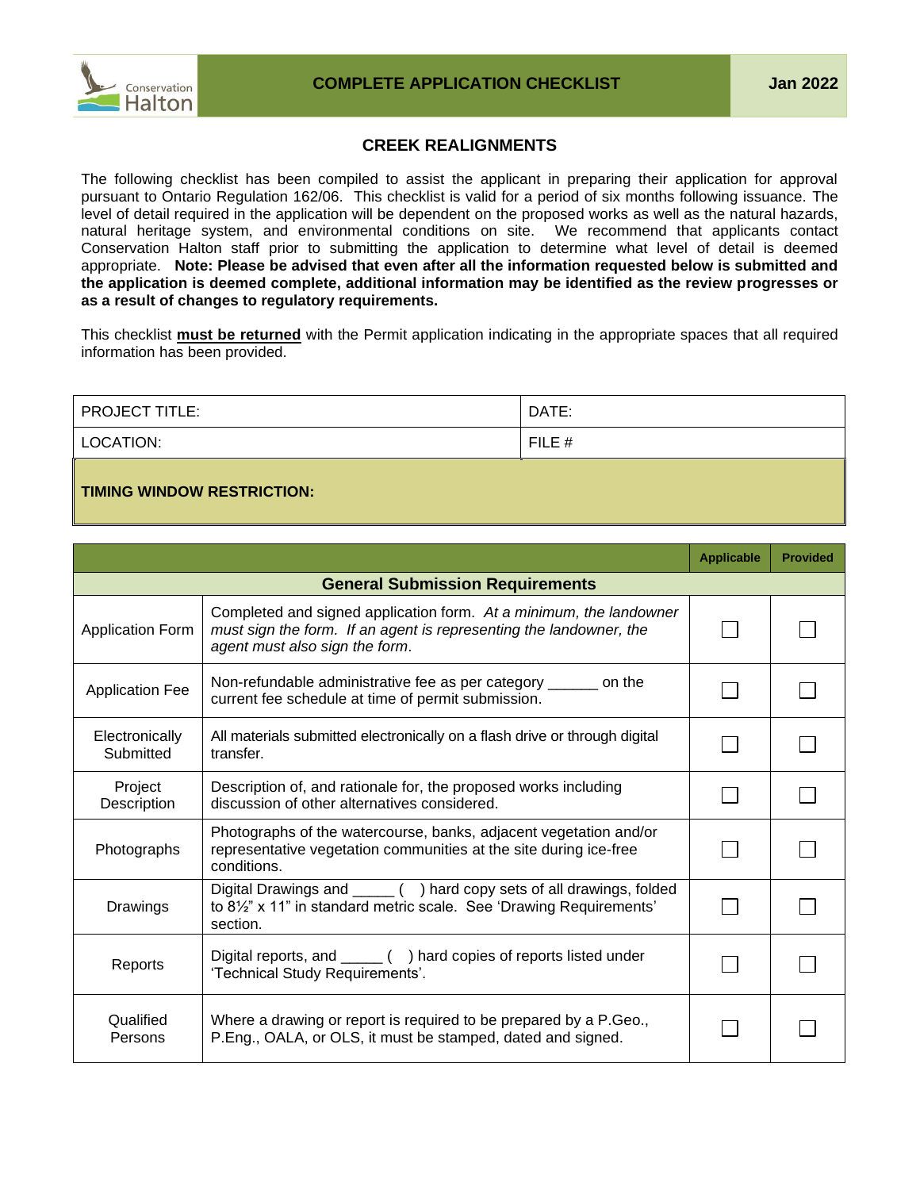# COMPLETE APPLICATION CHECKLIST

Jan 2022

## CREEK REALIGNMENTS

The following checklist has been compiled to assist the applicant in preparing their application for approval pursuant to Ontario Regulation 162/06. This checklist is valid for a period of six months following issuance. The level of detail required in the application will be dependent on the proposed works as well as the natural hazards, natural heritage system, and environmental conditions on site. We recommend that applicants contact Conservation Halton staff prior to submitting the application to determine what level of detail is deemed appropriate. **Note: Please be advised that even after all the information requested below is submitted and the application is deemed complete, additional information may be identified as the review progresses or as a result of changes to regulatory requirements.**

This checklist **must be returned** with the Permit application indicating in the appropriate spaces that all required information has been provided.

| PROJECT TITLE: | DATE: |
|---|---|
| LOCATION: | FILE # |
| **TIMING WINDOW RESTRICTION:** | |

| | | Applicable | Provided |
|---|---|---|---|
| **General Submission Requirements** | | | |
| Application Form | Completed and signed application form. *At a minimum, the landowner must sign the form. If an agent is representing the landowner, the agent must also sign the form.* | ☐ | ☐ |
| Application Fee | Non-refundable administrative fee as per category ______ on the current fee schedule at time of permit submission. | ☐ | ☐ |
| Electronically Submitted | All materials submitted electronically on a flash drive or through digital transfer. | ☐ | ☐ |
| Project Description | Description of, and rationale for, the proposed works including discussion of other alternatives considered. | ☐ | ☐ |
| Photographs | Photographs of the watercourse, banks, adjacent vegetation and/or representative vegetation communities at the site during ice-free conditions. | ☐ | ☐ |
| Drawings | Digital Drawings and _____ ( ) hard copy sets of all drawings, folded to 8½" x 11" in standard metric scale. See 'Drawing Requirements' section. | ☐ | ☐ |
| Reports | Digital reports, and _____ ( ) hard copies of reports listed under 'Technical Study Requirements'. | ☐ | ☐ |
| Qualified Persons | Where a drawing or report is required to be prepared by a P.Geo., P.Eng., OALA, or OLS, it must be stamped, dated and signed. | ☐ | ☐ |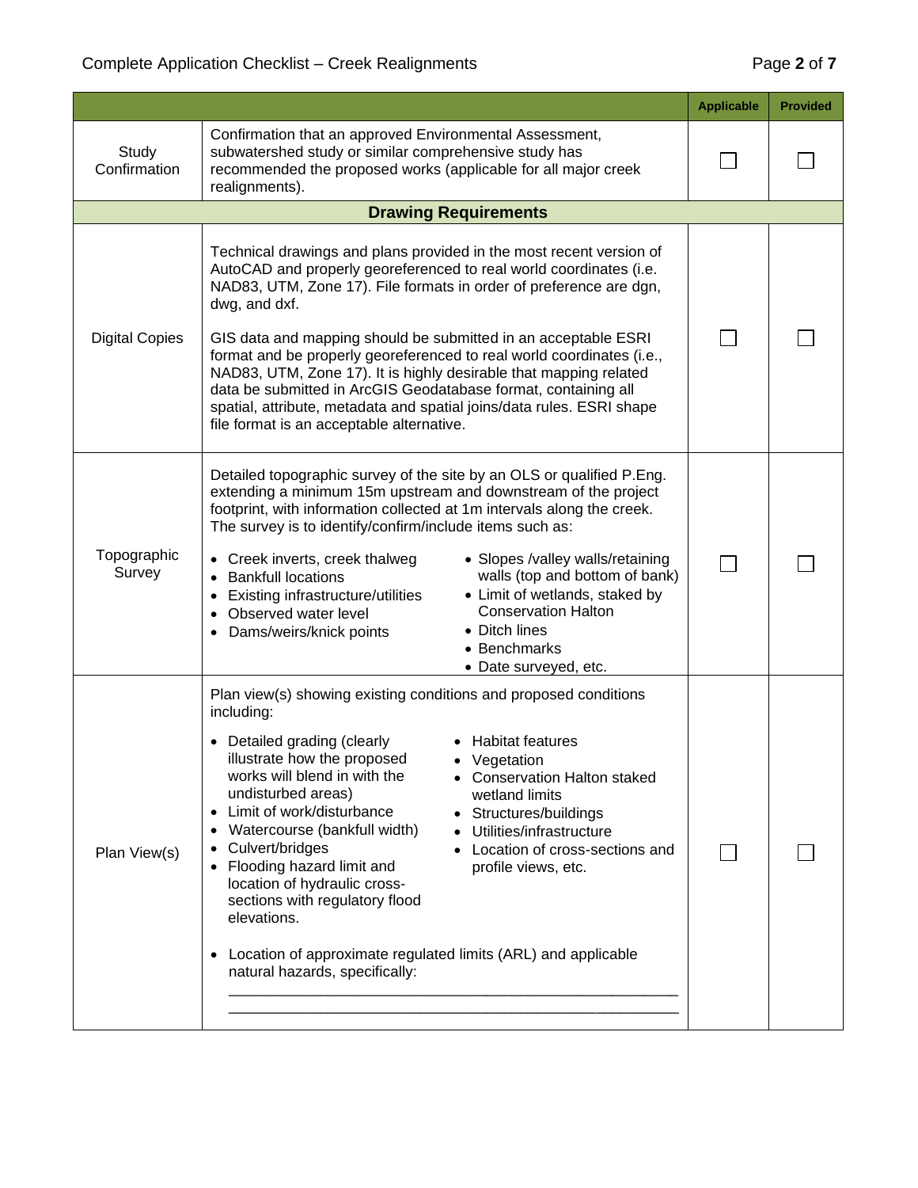| | | Applicable | Provided |
|---|---|---|---|
| Study Confirmation | Confirmation that an approved Environmental Assessment, subwatershed study or similar comprehensive study has recommended the proposed works (applicable for all major creek realignments). | ☐ | ☐ |
| **Drawing Requirements** | | | |
| Digital Copies | Technical drawings and plans provided in the most recent version of AutoCAD and properly georeferenced to real world coordinates (i.e. NAD83, UTM, Zone 17). File formats in order of preference are dgn, dwg, and dxf.<br><br>GIS data and mapping should be submitted in an acceptable ESRI format and be properly georeferenced to real world coordinates (i.e., NAD83, UTM, Zone 17). It is highly desirable that mapping related data be submitted in ArcGIS Geodatabase format, containing all spatial, attribute, metadata and spatial joins/data rules. ESRI shape file format is an acceptable alternative. | ☐ | ☐ |
| Topographic Survey | Detailed topographic survey of the site by an OLS or qualified P.Eng. extending a minimum 15m upstream and downstream of the project footprint, with information collected at 1m intervals along the creek. The survey is to identify/confirm/include items such as:<br>• Creek inverts, creek thalweg<br>• Bankfull locations<br>• Existing infrastructure/utilities<br>• Observed water level<br>• Dams/weirs/knick points<br>• Slopes /valley walls/retaining walls (top and bottom of bank)<br>• Limit of wetlands, staked by Conservation Halton<br>• Ditch lines<br>• Benchmarks<br>• Date surveyed, etc. | ☐ | ☐ |
| Plan View(s) | Plan view(s) showing existing conditions and proposed conditions including:<br>• Detailed grading (clearly illustrate how the proposed works will blend in with the undisturbed areas)<br>• Limit of work/disturbance<br>• Watercourse (bankfull width)<br>• Culvert/bridges<br>• Flooding hazard limit and location of hydraulic cross-sections with regulatory flood elevations.<br>• Habitat features<br>• Vegetation<br>• Conservation Halton staked wetland limits<br>• Structures/buildings<br>• Utilities/infrastructure<br>• Location of cross-sections and profile views, etc.<br><br>• Location of approximate regulated limits (ARL) and applicable natural hazards, specifically:<br>\_\_\_\_\_\_\_\_\_\_\_\_\_\_\_\_\_\_\_\_\_\_\_\_\_\_\_\_\_\_\_\_\_\_\_\_\_\_\_\_\_\_\_\_\_\_\_\_<br>\_\_\_\_\_\_\_\_\_\_\_\_\_\_\_\_\_\_\_\_\_\_\_\_\_\_\_\_\_\_\_\_\_\_\_\_\_\_\_\_\_\_\_\_\_\_\_\_ | ☐ | ☐ |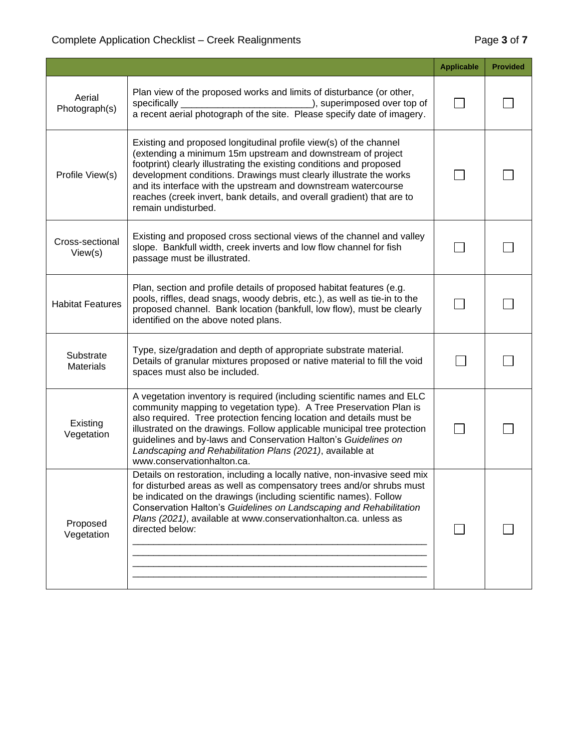| | | Applicable | Provided |
|---|---|---|---|
| Aerial Photograph(s) | Plan view of the proposed works and limits of disturbance (or other, specifically ________________________), superimposed over top of a recent aerial photograph of the site. Please specify date of imagery. | ☐ | ☐ |
| Profile View(s) | Existing and proposed longitudinal profile view(s) of the channel (extending a minimum 15m upstream and downstream of project footprint) clearly illustrating the existing conditions and proposed development conditions. Drawings must clearly illustrate the works and its interface with the upstream and downstream watercourse reaches (creek invert, bank details, and overall gradient) that are to remain undisturbed. | ☐ | ☐ |
| Cross-sectional View(s) | Existing and proposed cross sectional views of the channel and valley slope. Bankfull width, creek inverts and low flow channel for fish passage must be illustrated. | ☐ | ☐ |
| Habitat Features | Plan, section and profile details of proposed habitat features (e.g. pools, riffles, dead snags, woody debris, etc.), as well as tie-in to the proposed channel. Bank location (bankfull, low flow), must be clearly identified on the above noted plans. | ☐ | ☐ |
| Substrate Materials | Type, size/gradation and depth of appropriate substrate material. Details of granular mixtures proposed or native material to fill the void spaces must also be included. | ☐ | ☐ |
| Existing Vegetation | A vegetation inventory is required (including scientific names and ELC community mapping to vegetation type). A Tree Preservation Plan is also required. Tree protection fencing location and details must be illustrated on the drawings. Follow applicable municipal tree protection guidelines and by-laws and Conservation Halton's *Guidelines on Landscaping and Rehabilitation Plans (2021)*, available at www.conservationhalton.ca. | ☐ | ☐ |
| Proposed Vegetation | Details on restoration, including a locally native, non-invasive seed mix for disturbed areas as well as compensatory trees and/or shrubs must be indicated on the drawings (including scientific names). Follow Conservation Halton's *Guidelines on Landscaping and Rehabilitation Plans (2021)*, available at www.conservationhalton.ca. unless as directed below: ________________________________________________ ________________________________________________ ________________________________________________ ________________________________________________ | ☐ | ☐ |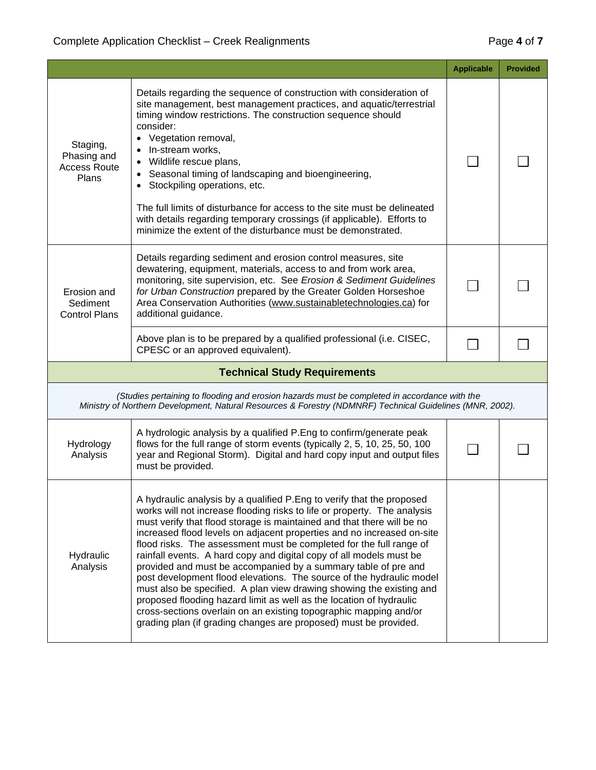| | | Applicable | Provided |
|---|---|---|---|
| Staging, Phasing and Access Route Plans | Details regarding the sequence of construction with consideration of site management, best management practices, and aquatic/terrestrial timing window restrictions. The construction sequence should consider:<br>• Vegetation removal,<br>• In-stream works,<br>• Wildlife rescue plans,<br>• Seasonal timing of landscaping and bioengineering,<br>• Stockpiling operations, etc.<br><br>The full limits of disturbance for access to the site must be delineated with details regarding temporary crossings (if applicable). Efforts to minimize the extent of the disturbance must be demonstrated. | ☐ | ☐ |
| Erosion and Sediment Control Plans | Details regarding sediment and erosion control measures, site dewatering, equipment, materials, access to and from work area, monitoring, site supervision, etc. See *Erosion & Sediment Guidelines for Urban Construction* prepared by the Greater Golden Horseshoe Area Conservation Authorities (www.sustainabletechnologies.ca) for additional guidance. | ☐ | ☐ |
| | Above plan is to be prepared by a qualified professional (i.e. CISEC, CPESC or an approved equivalent). | ☐ | ☐ |
| **Technical Study Requirements** | | | |
| *(Studies pertaining to flooding and erosion hazards must be completed in accordance with the Ministry of Northern Development, Natural Resources & Forestry (NDMNRF) Technical Guidelines (MNR, 2002).* | | | |
| Hydrology Analysis | A hydrologic analysis by a qualified P.Eng to confirm/generate peak flows for the full range of storm events (typically 2, 5, 10, 25, 50, 100 year and Regional Storm). Digital and hard copy input and output files must be provided. | ☐ | ☐ |
| Hydraulic Analysis | A hydraulic analysis by a qualified P.Eng to verify that the proposed works will not increase flooding risks to life or property. The analysis must verify that flood storage is maintained and that there will be no increased flood levels on adjacent properties and no increased on-site flood risks. The assessment must be completed for the full range of rainfall events. A hard copy and digital copy of all models must be provided and must be accompanied by a summary table of pre and post development flood elevations. The source of the hydraulic model must also be specified. A plan view drawing showing the existing and proposed flooding hazard limit as well as the location of hydraulic cross-sections overlain on an existing topographic mapping and/or grading plan (if grading changes are proposed) must be provided. | | |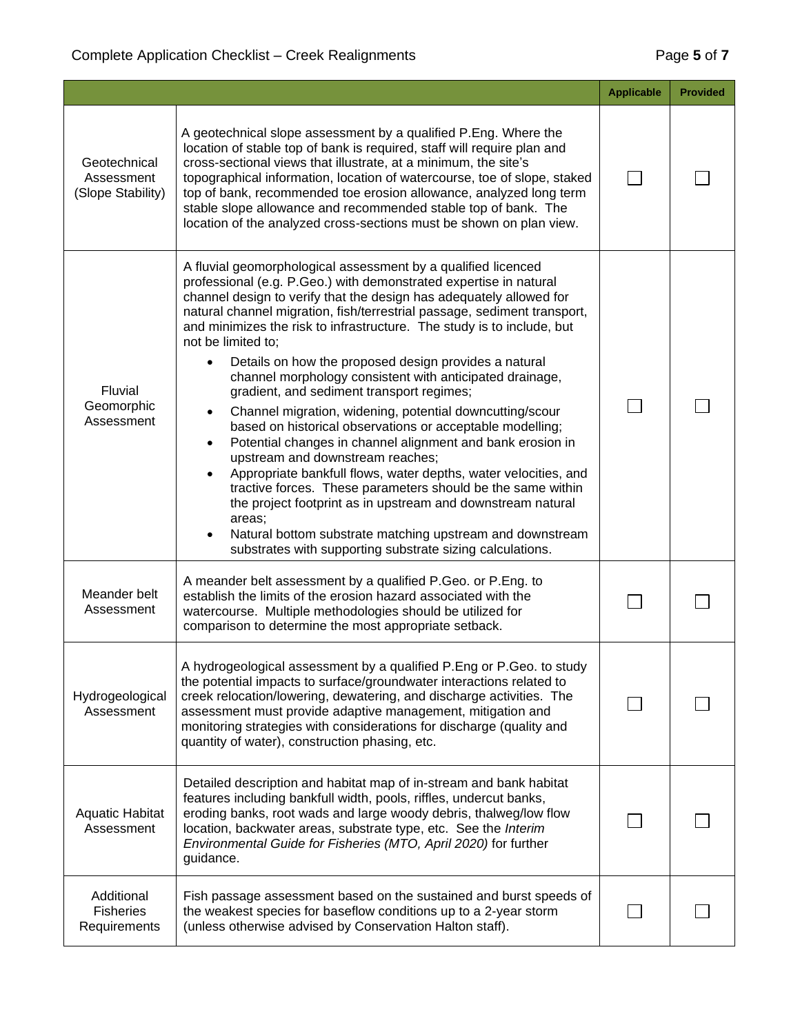| | | Applicable | Provided |
|---|---|---|---|
| Geotechnical Assessment (Slope Stability) | A geotechnical slope assessment by a qualified P.Eng. Where the location of stable top of bank is required, staff will require plan and cross-sectional views that illustrate, at a minimum, the site's topographical information, location of watercourse, toe of slope, staked top of bank, recommended toe erosion allowance, analyzed long term stable slope allowance and recommended stable top of bank. The location of the analyzed cross-sections must be shown on plan view. | ☐ | ☐ |
| Fluvial Geomorphic Assessment | A fluvial geomorphological assessment by a qualified licenced professional (e.g. P.Geo.) with demonstrated expertise in natural channel design to verify that the design has adequately allowed for natural channel migration, fish/terrestrial passage, sediment transport, and minimizes the risk to infrastructure. The study is to include, but not be limited to;<br>• Details on how the proposed design provides a natural channel morphology consistent with anticipated drainage, gradient, and sediment transport regimes;<br>• Channel migration, widening, potential downcutting/scour based on historical observations or acceptable modelling;<br>• Potential changes in channel alignment and bank erosion in upstream and downstream reaches;<br>• Appropriate bankfull flows, water depths, water velocities, and tractive forces. These parameters should be the same within the project footprint as in upstream and downstream natural areas;<br>• Natural bottom substrate matching upstream and downstream substrates with supporting substrate sizing calculations. | ☐ | ☐ |
| Meander belt Assessment | A meander belt assessment by a qualified P.Geo. or P.Eng. to establish the limits of the erosion hazard associated with the watercourse. Multiple methodologies should be utilized for comparison to determine the most appropriate setback. | ☐ | ☐ |
| Hydrogeological Assessment | A hydrogeological assessment by a qualified P.Eng or P.Geo. to study the potential impacts to surface/groundwater interactions related to creek relocation/lowering, dewatering, and discharge activities. The assessment must provide adaptive management, mitigation and monitoring strategies with considerations for discharge (quality and quantity of water), construction phasing, etc. | ☐ | ☐ |
| Aquatic Habitat Assessment | Detailed description and habitat map of in-stream and bank habitat features including bankfull width, pools, riffles, undercut banks, eroding banks, root wads and large woody debris, thalweg/low flow location, backwater areas, substrate type, etc. See the *Interim Environmental Guide for Fisheries (MTO, April 2020)* for further guidance. | ☐ | ☐ |
| Additional Fisheries Requirements | Fish passage assessment based on the sustained and burst speeds of the weakest species for baseflow conditions up to a 2-year storm (unless otherwise advised by Conservation Halton staff). | ☐ | ☐ |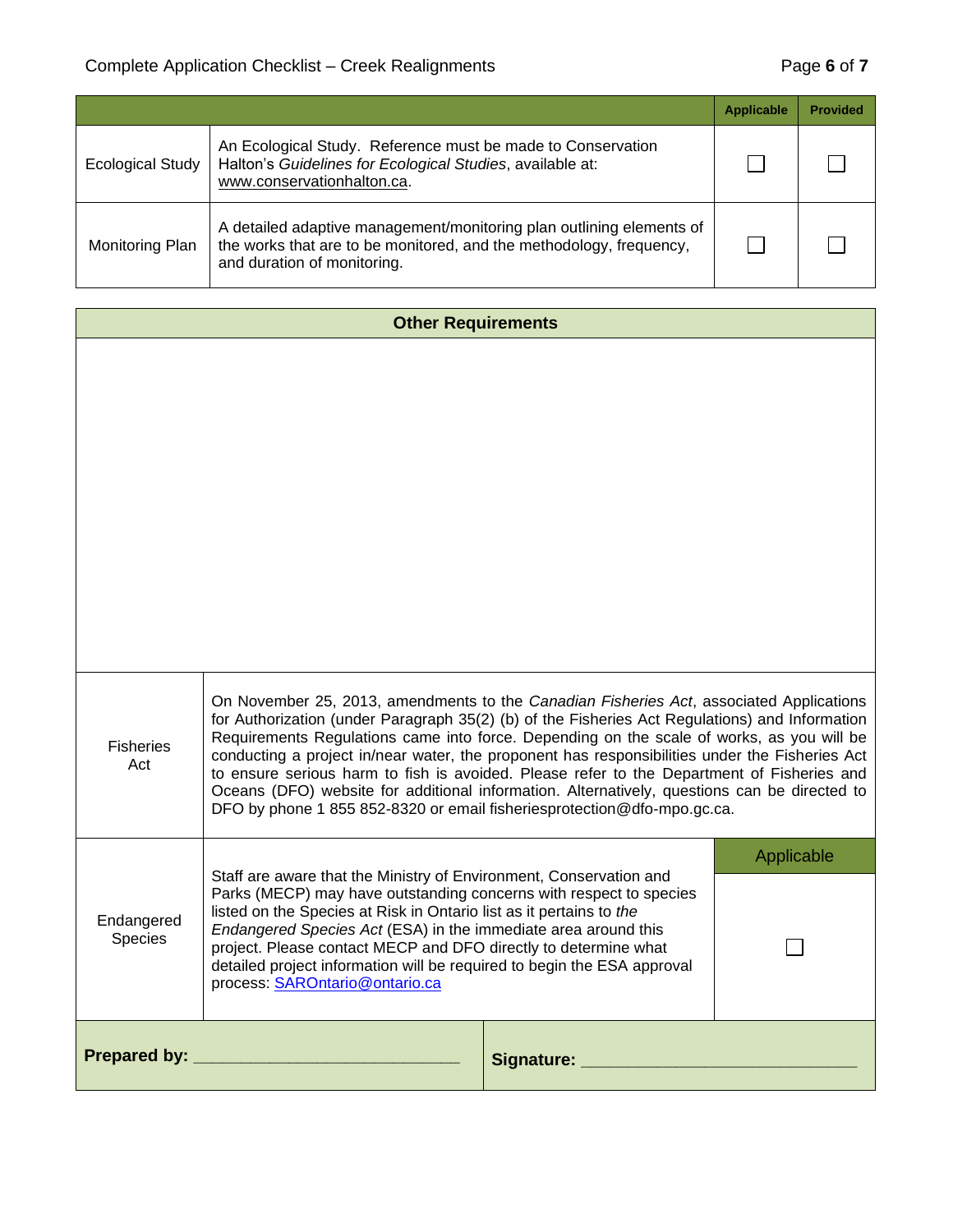| | | Applicable | Provided |
|---|---|---|---|
| Ecological Study | An Ecological Study. Reference must be made to Conservation Halton's *Guidelines for Ecological Studies*, available at: www.conservationhalton.ca. | ☐ | ☐ |
| Monitoring Plan | A detailed adaptive management/monitoring plan outlining elements of the works that are to be monitored, and the methodology, frequency, and duration of monitoring. | ☐ | ☐ |

| Other Requirements | | |
|---|---|---|
| Fisheries Act | On November 25, 2013, amendments to the *Canadian Fisheries Act*, associated Applications for Authorization (under Paragraph 35(2) (b) of the Fisheries Act Regulations) and Information Requirements Regulations came into force. Depending on the scale of works, as you will be conducting a project in/near water, the proponent has responsibilities under the Fisheries Act to ensure serious harm to fish is avoided. Please refer to the Department of Fisheries and Oceans (DFO) website for additional information. Alternatively, questions can be directed to DFO by phone 1 855 852-8320 or email fisheriesprotection@dfo-mpo.gc.ca. | |
| | | Applicable |
| Endangered Species | Staff are aware that the Ministry of Environment, Conservation and Parks (MECP) may have outstanding concerns with respect to species listed on the Species at Risk in Ontario list as it pertains to *the Endangered Species Act* (ESA) in the immediate area around this project. Please contact MECP and DFO directly to determine what detailed project information will be required to begin the ESA approval process: [SAROntario@ontario.ca](mailto:SAROntario@ontario.ca) | ☐ |

**Prepared by:** ____________________________ **Signature:** ____________________________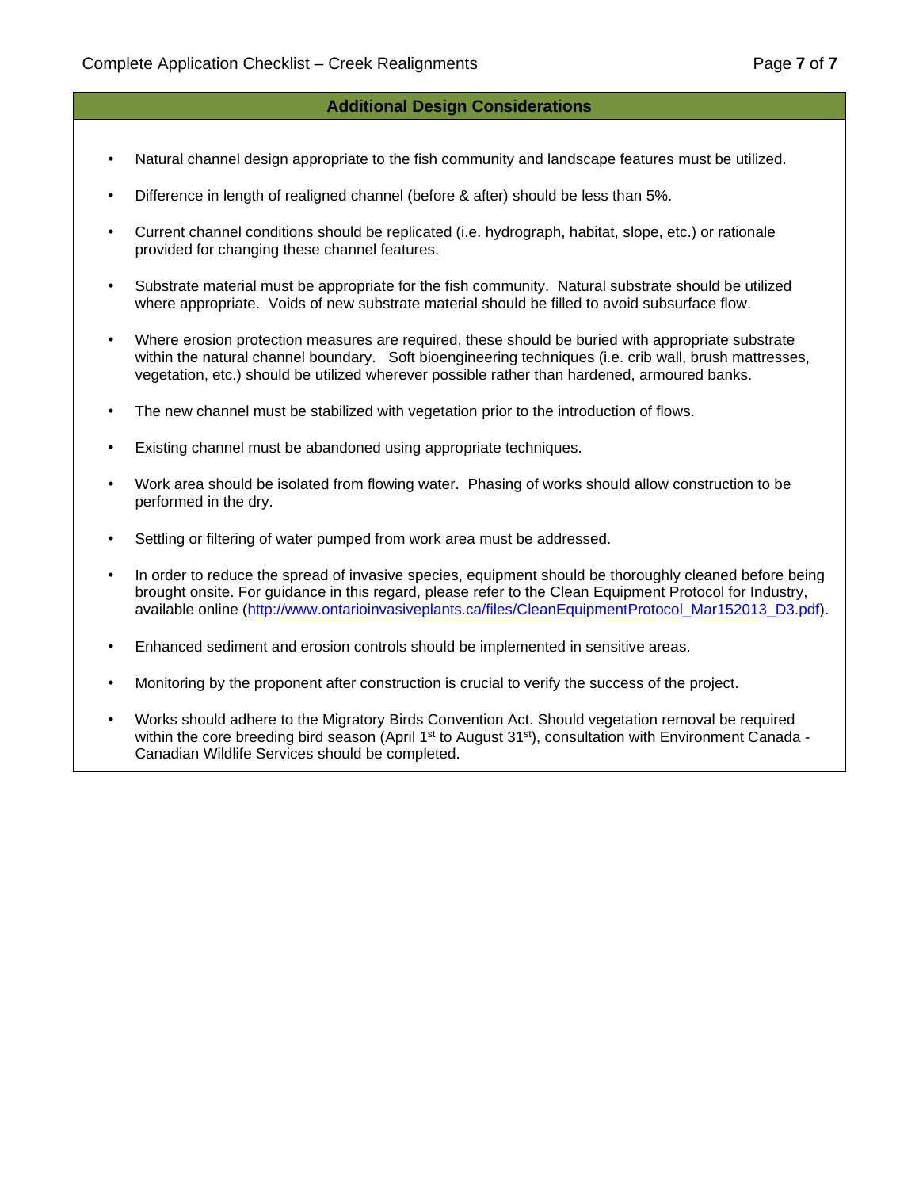## Additional Design Considerations

- Natural channel design appropriate to the fish community and landscape features must be utilized.
- Difference in length of realigned channel (before & after) should be less than 5%.
- Current channel conditions should be replicated (i.e. hydrograph, habitat, slope, etc.) or rationale provided for changing these channel features.
- Substrate material must be appropriate for the fish community. Natural substrate should be utilized where appropriate. Voids of new substrate material should be filled to avoid subsurface flow.
- Where erosion protection measures are required, these should be buried with appropriate substrate within the natural channel boundary. Soft bioengineering techniques (i.e. crib wall, brush mattresses, vegetation, etc.) should be utilized wherever possible rather than hardened, armoured banks.
- The new channel must be stabilized with vegetation prior to the introduction of flows.
- Existing channel must be abandoned using appropriate techniques.
- Work area should be isolated from flowing water. Phasing of works should allow construction to be performed in the dry.
- Settling or filtering of water pumped from work area must be addressed.
- In order to reduce the spread of invasive species, equipment should be thoroughly cleaned before being brought onsite. For guidance in this regard, please refer to the Clean Equipment Protocol for Industry, available online (http://www.ontarioinvasiveplants.ca/files/CleanEquipmentProtocol_Mar152013_D3.pdf).
- Enhanced sediment and erosion controls should be implemented in sensitive areas.
- Monitoring by the proponent after construction is crucial to verify the success of the project.
- Works should adhere to the Migratory Birds Convention Act. Should vegetation removal be required within the core breeding bird season (April 1st to August 31st), consultation with Environment Canada - Canadian Wildlife Services should be completed.